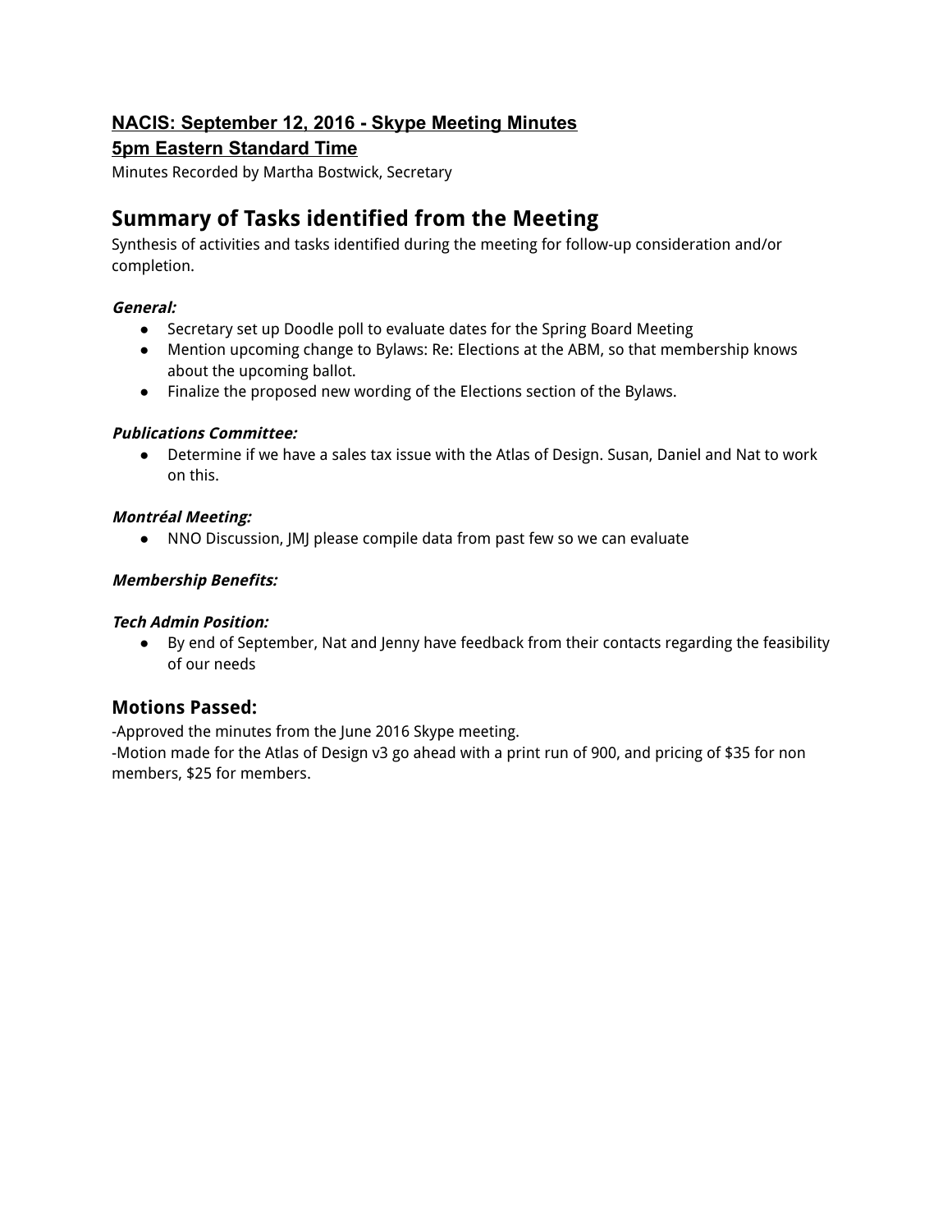**NACIS: September 12, 2016 - Skype Meeting Minutes**
**5pm Eastern Standard Time**

Minutes Recorded by Martha Bostwick, Secretary

# Summary of Tasks identified from the Meeting

Synthesis of activities and tasks identified during the meeting for follow-up consideration and/or completion.

***General:***

- Secretary set up Doodle poll to evaluate dates for the Spring Board Meeting
- Mention upcoming change to Bylaws: Re: Elections at the ABM, so that membership knows about the upcoming ballot.
- Finalize the proposed new wording of the Elections section of the Bylaws.

***Publications Committee:***

- Determine if we have a sales tax issue with the Atlas of Design. Susan, Daniel and Nat to work on this.

***Montréal Meeting:***

- NNO Discussion, JMJ please compile data from past few so we can evaluate

***Membership Benefits:***

***Tech Admin Position:***

- By end of September, Nat and Jenny have feedback from their contacts regarding the feasibility of our needs

## Motions Passed:

-Approved the minutes from the June 2016 Skype meeting.
-Motion made for the Atlas of Design v3 go ahead with a print run of 900, and pricing of $35 for non members, $25 for members.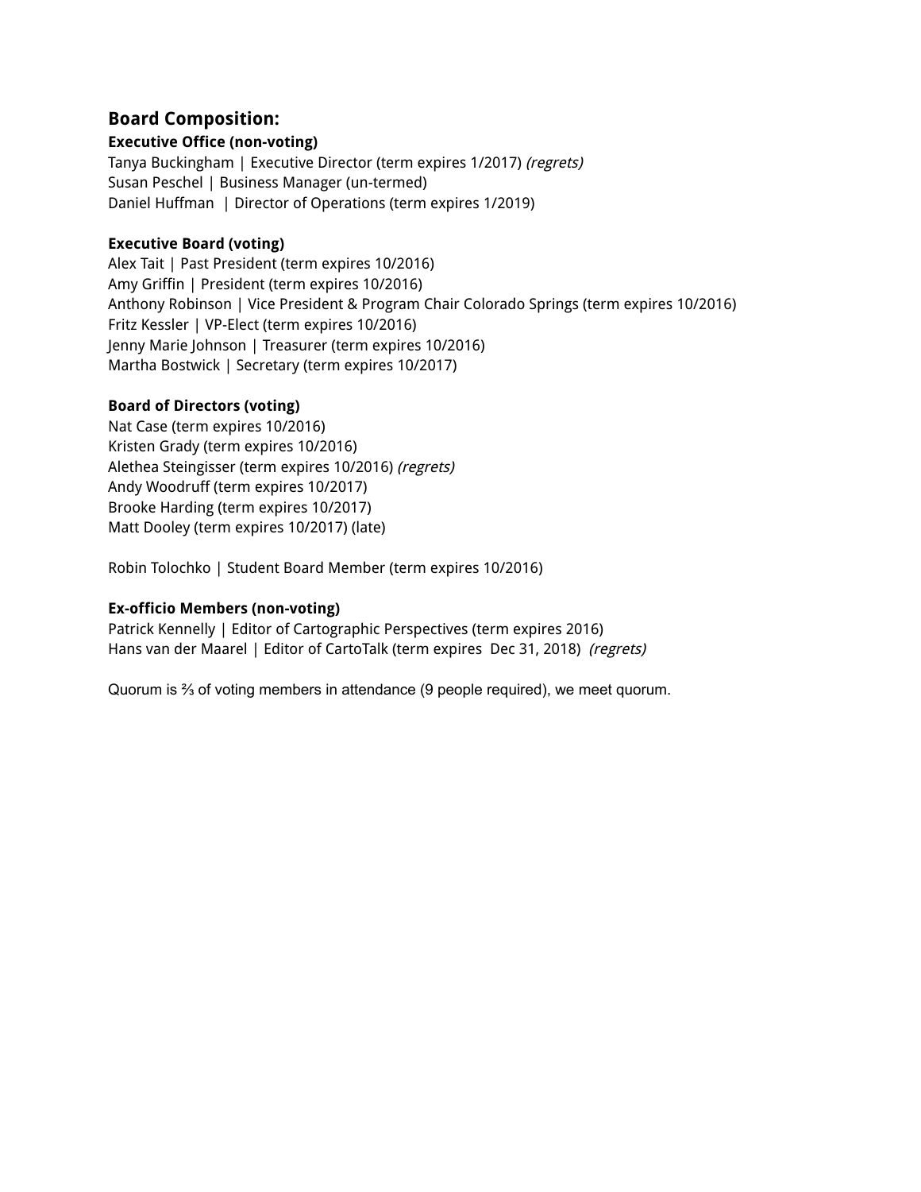## Board Composition:

**Executive Office (non-voting)**

Tanya Buckingham | Executive Director (term expires 1/2017) *(regrets)*
Susan Peschel | Business Manager (un-termed)
Daniel Huffman | Director of Operations (term expires 1/2019)

**Executive Board (voting)**

Alex Tait | Past President (term expires 10/2016)
Amy Griffin | President (term expires 10/2016)
Anthony Robinson | Vice President & Program Chair Colorado Springs (term expires 10/2016)
Fritz Kessler | VP-Elect (term expires 10/2016)
Jenny Marie Johnson | Treasurer (term expires 10/2016)
Martha Bostwick | Secretary (term expires 10/2017)

**Board of Directors (voting)**

Nat Case (term expires 10/2016)
Kristen Grady (term expires 10/2016)
Alethea Steingisser (term expires 10/2016) *(regrets)*
Andy Woodruff (term expires 10/2017)
Brooke Harding (term expires 10/2017)
Matt Dooley (term expires 10/2017) (late)

Robin Tolochko | Student Board Member (term expires 10/2016)

**Ex-officio Members (non-voting)**

Patrick Kennelly | Editor of Cartographic Perspectives (term expires 2016)
Hans van der Maarel | Editor of CartoTalk (term expires Dec 31, 2018) *(regrets)*

Quorum is ⅔ of voting members in attendance (9 people required), we meet quorum.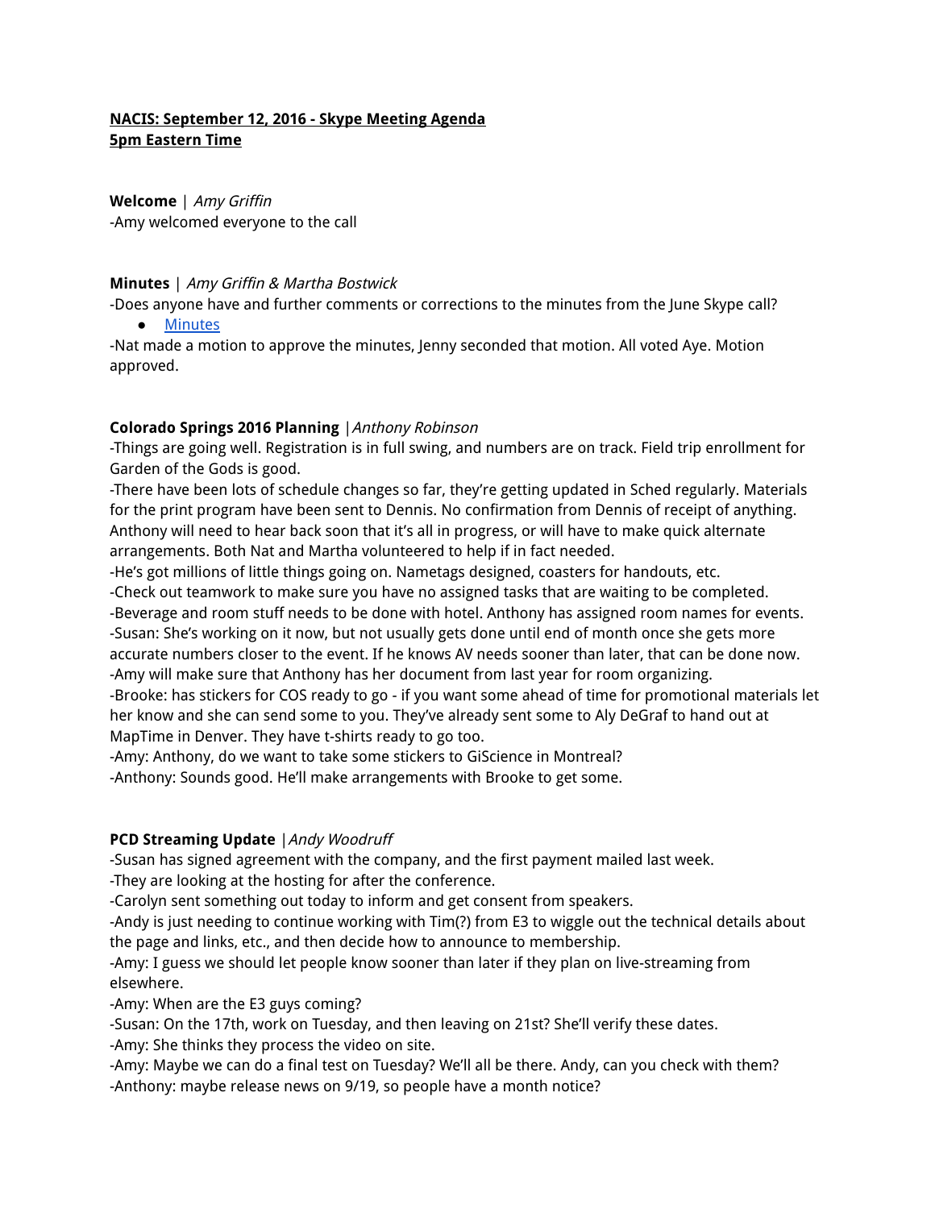**NACIS: September 12, 2016 - Skype Meeting Agenda**
**5pm Eastern Time**

**Welcome** | *Amy Griffin*
-Amy welcomed everyone to the call

**Minutes** | *Amy Griffin & Martha Bostwick*
-Does anyone have and further comments or corrections to the minutes from the June Skype call?

- Minutes

-Nat made a motion to approve the minutes, Jenny seconded that motion. All voted Aye. Motion approved.

**Colorado Springs 2016 Planning** |*Anthony Robinson*
-Things are going well. Registration is in full swing, and numbers are on track. Field trip enrollment for Garden of the Gods is good.
-There have been lots of schedule changes so far, they're getting updated in Sched regularly. Materials for the print program have been sent to Dennis. No confirmation from Dennis of receipt of anything. Anthony will need to hear back soon that it's all in progress, or will have to make quick alternate arrangements. Both Nat and Martha volunteered to help if in fact needed.
-He's got millions of little things going on. Nametags designed, coasters for handouts, etc.
-Check out teamwork to make sure you have no assigned tasks that are waiting to be completed.
-Beverage and room stuff needs to be done with hotel. Anthony has assigned room names for events.
-Susan: She's working on it now, but not usually gets done until end of month once she gets more accurate numbers closer to the event. If he knows AV needs sooner than later, that can be done now.
-Amy will make sure that Anthony has her document from last year for room organizing.
-Brooke: has stickers for COS ready to go - if you want some ahead of time for promotional materials let her know and she can send some to you. They've already sent some to Aly DeGraf to hand out at MapTime in Denver. They have t-shirts ready to go too.
-Amy: Anthony, do we want to take some stickers to GiScience in Montreal?
-Anthony: Sounds good. He'll make arrangements with Brooke to get some.

**PCD Streaming Update** |*Andy Woodruff*
-Susan has signed agreement with the company, and the first payment mailed last week.
-They are looking at the hosting for after the conference.
-Carolyn sent something out today to inform and get consent from speakers.
-Andy is just needing to continue working with Tim(?) from E3 to wiggle out the technical details about the page and links, etc., and then decide how to announce to membership.
-Amy: I guess we should let people know sooner than later if they plan on live-streaming from elsewhere.
-Amy: When are the E3 guys coming?
-Susan: On the 17th, work on Tuesday, and then leaving on 21st? She'll verify these dates.
-Amy: She thinks they process the video on site.
-Amy: Maybe we can do a final test on Tuesday? We'll all be there. Andy, can you check with them?
-Anthony: maybe release news on 9/19, so people have a month notice?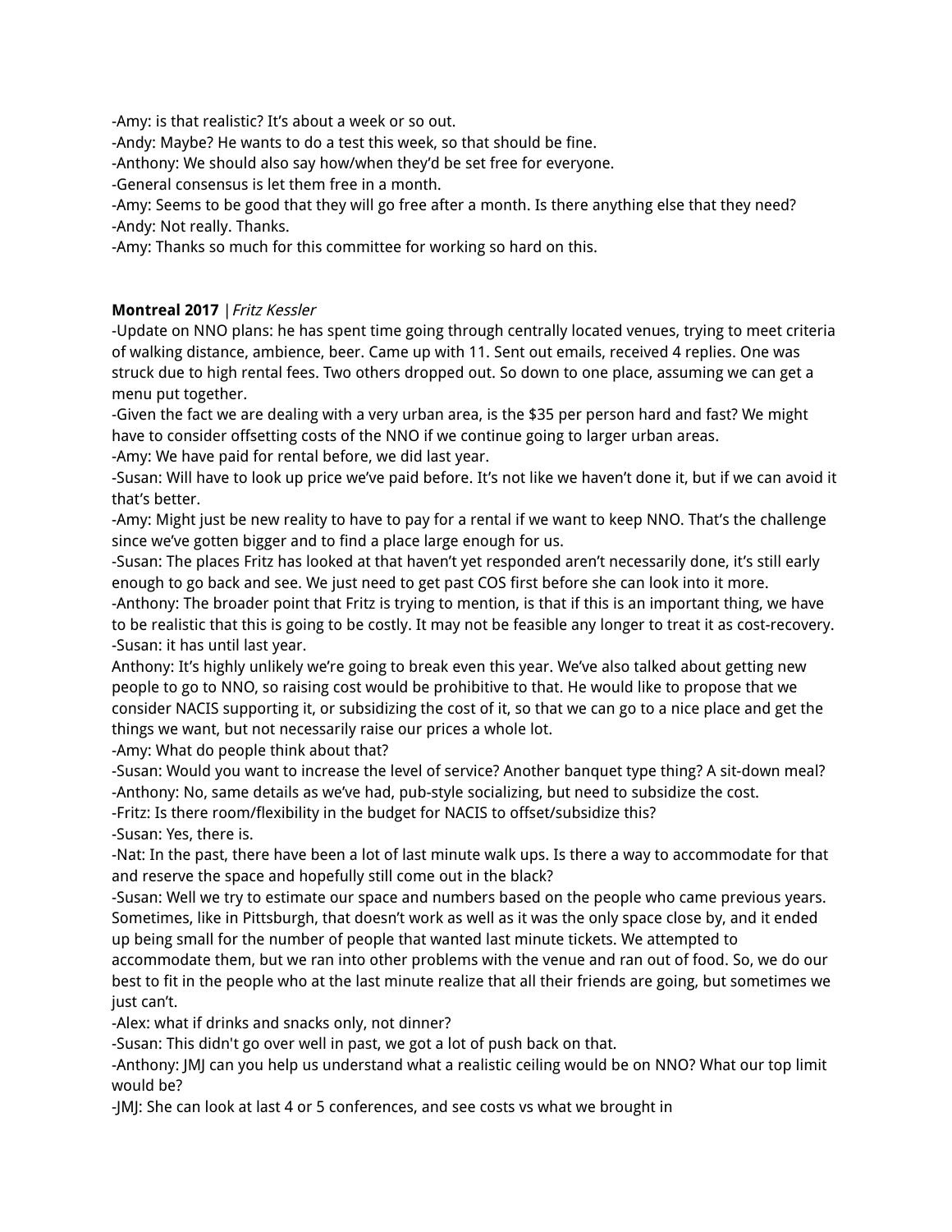-Amy: is that realistic? It's about a week or so out.
-Andy: Maybe? He wants to do a test this week, so that should be fine.
-Anthony: We should also say how/when they'd be set free for everyone.
-General consensus is let them free in a month.
-Amy: Seems to be good that they will go free after a month. Is there anything else that they need?
-Andy: Not really. Thanks.
-Amy: Thanks so much for this committee for working so hard on this.

**Montreal 2017** | *Fritz Kessler*
-Update on NNO plans: he has spent time going through centrally located venues, trying to meet criteria of walking distance, ambience, beer. Came up with 11. Sent out emails, received 4 replies. One was struck due to high rental fees. Two others dropped out. So down to one place, assuming we can get a menu put together.
-Given the fact we are dealing with a very urban area, is the $35 per person hard and fast? We might have to consider offsetting costs of the NNO if we continue going to larger urban areas.
-Amy: We have paid for rental before, we did last year.
-Susan: Will have to look up price we've paid before. It's not like we haven't done it, but if we can avoid it that's better.
-Amy: Might just be new reality to have to pay for a rental if we want to keep NNO. That's the challenge since we've gotten bigger and to find a place large enough for us.
-Susan: The places Fritz has looked at that haven't yet responded aren't necessarily done, it's still early enough to go back and see. We just need to get past COS first before she can look into it more.
-Anthony: The broader point that Fritz is trying to mention, is that if this is an important thing, we have to be realistic that this is going to be costly. It may not be feasible any longer to treat it as cost-recovery.
-Susan: it has until last year.
Anthony: It's highly unlikely we're going to break even this year. We've also talked about getting new people to go to NNO, so raising cost would be prohibitive to that. He would like to propose that we consider NACIS supporting it, or subsidizing the cost of it, so that we can go to a nice place and get the things we want, but not necessarily raise our prices a whole lot.
-Amy: What do people think about that?
-Susan: Would you want to increase the level of service? Another banquet type thing? A sit-down meal?
-Anthony: No, same details as we've had, pub-style socializing, but need to subsidize the cost.
-Fritz: Is there room/flexibility in the budget for NACIS to offset/subsidize this?
-Susan: Yes, there is.
-Nat: In the past, there have been a lot of last minute walk ups. Is there a way to accommodate for that and reserve the space and hopefully still come out in the black?
-Susan: Well we try to estimate our space and numbers based on the people who came previous years. Sometimes, like in Pittsburgh, that doesn't work as well as it was the only space close by, and it ended up being small for the number of people that wanted last minute tickets. We attempted to accommodate them, but we ran into other problems with the venue and ran out of food. So, we do our best to fit in the people who at the last minute realize that all their friends are going, but sometimes we just can't.
-Alex: what if drinks and snacks only, not dinner?
-Susan: This didn't go over well in past, we got a lot of push back on that.
-Anthony: JMJ can you help us understand what a realistic ceiling would be on NNO? What our top limit would be?
-JMJ: She can look at last 4 or 5 conferences, and see costs vs what we brought in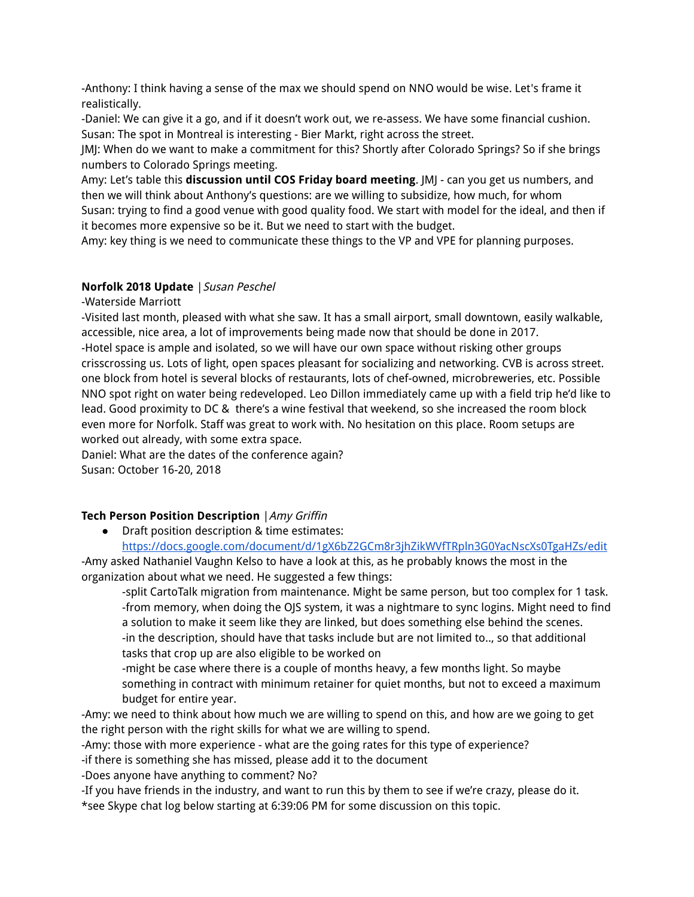-Anthony: I think having a sense of the max we should spend on NNO would be wise. Let's frame it realistically.
-Daniel: We can give it a go, and if it doesn't work out, we re-assess. We have some financial cushion.
Susan: The spot in Montreal is interesting - Bier Markt, right across the street.
JMJ: When do we want to make a commitment for this? Shortly after Colorado Springs? So if she brings numbers to Colorado Springs meeting.
Amy: Let's table this **discussion until COS Friday board meeting**. JMJ - can you get us numbers, and then we will think about Anthony's questions: are we willing to subsidize, how much, for whom
Susan: trying to find a good venue with good quality food. We start with model for the ideal, and then if it becomes more expensive so be it. But we need to start with the budget.
Amy: key thing is we need to communicate these things to the VP and VPE for planning purposes.

**Norfolk 2018 Update** | *Susan Peschel*
-Waterside Marriott
-Visited last month, pleased with what she saw. It has a small airport, small downtown, easily walkable, accessible, nice area, a lot of improvements being made now that should be done in 2017.
-Hotel space is ample and isolated, so we will have our own space without risking other groups crisscrossing us. Lots of light, open spaces pleasant for socializing and networking. CVB is across street. one block from hotel is several blocks of restaurants, lots of chef-owned, microbreweries, etc. Possible NNO spot right on water being redeveloped. Leo Dillon immediately came up with a field trip he'd like to lead. Good proximity to DC & there's a wine festival that weekend, so she increased the room block even more for Norfolk. Staff was great to work with. No hesitation on this place. Room setups are worked out already, with some extra space.
Daniel: What are the dates of the conference again?
Susan: October 16-20, 2018

**Tech Person Position Description** | *Amy Griffin*

- Draft position description & time estimates: https://docs.google.com/document/d/1gX6bZ2GCm8r3jhZikWVfTRpln3G0YacNscXs0TgaHZs/edit

-Amy asked Nathaniel Vaughn Kelso to have a look at this, as he probably knows the most in the organization about what we need. He suggested a few things:

> -split CartoTalk migration from maintenance. Might be same person, but too complex for 1 task.
> -from memory, when doing the OJS system, it was a nightmare to sync logins. Might need to find a solution to make it seem like they are linked, but does something else behind the scenes.
> -in the description, should have that tasks include but are not limited to.., so that additional tasks that crop up are also eligible to be worked on
> -might be case where there is a couple of months heavy, a few months light. So maybe something in contract with minimum retainer for quiet months, but not to exceed a maximum budget for entire year.

-Amy: we need to think about how much we are willing to spend on this, and how are we going to get the right person with the right skills for what we are willing to spend.
-Amy: those with more experience - what are the going rates for this type of experience?
-if there is something she has missed, please add it to the document
-Does anyone have anything to comment? No?
-If you have friends in the industry, and want to run this by them to see if we're crazy, please do it.
*see Skype chat log below starting at 6:39:06 PM for some discussion on this topic.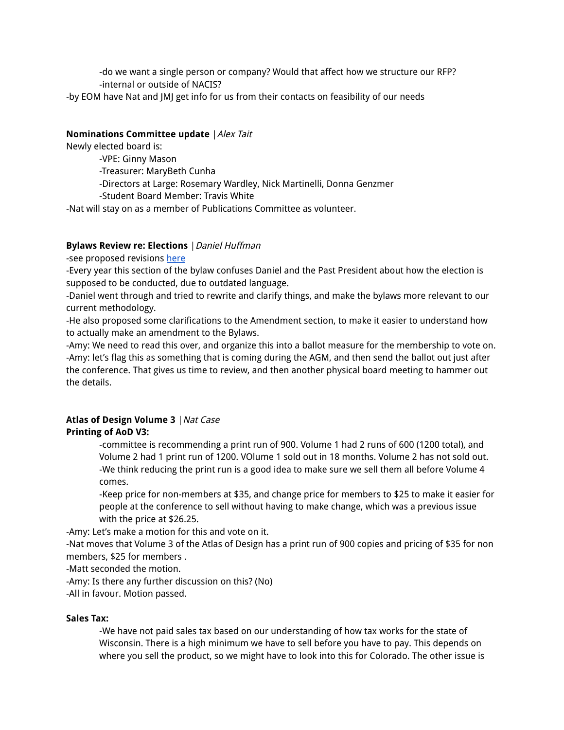-do we want a single person or company? Would that affect how we structure our RFP?
    -internal or outside of NACIS?

-by EOM have Nat and JMJ get info for us from their contacts on feasibility of our needs

**Nominations Committee update** | *Alex Tait*

Newly elected board is:

    -VPE: Ginny Mason
    -Treasurer: MaryBeth Cunha
    -Directors at Large: Rosemary Wardley, Nick Martinelli, Donna Genzmer
    -Student Board Member: Travis White

-Nat will stay on as a member of Publications Committee as volunteer.

**Bylaws Review re: Elections** | *Daniel Huffman*

-see proposed revisions [here]()

-Every year this section of the bylaw confuses Daniel and the Past President about how the election is supposed to be conducted, due to outdated language.

-Daniel went through and tried to rewrite and clarify things, and make the bylaws more relevant to our current methodology.

-He also proposed some clarifications to the Amendment section, to make it easier to understand how to actually make an amendment to the Bylaws.

-Amy: We need to read this over, and organize this into a ballot measure for the membership to vote on.

-Amy: let's flag this as something that is coming during the AGM, and then send the ballot out just after the conference. That gives us time to review, and then another physical board meeting to hammer out the details.

**Atlas of Design Volume 3** | *Nat Case*

**Printing of AoD V3:**

    -committee is recommending a print run of 900. Volume 1 had 2 runs of 600 (1200 total), and Volume 2 had 1 print run of 1200. VOlume 1 sold out in 18 months. Volume 2 has not sold out.
    -We think reducing the print run is a good idea to make sure we sell them all before Volume 4 comes.
    -Keep price for non-members at $35, and change price for members to $25 to make it easier for people at the conference to sell without having to make change, which was a previous issue with the price at $26.25.

-Amy: Let's make a motion for this and vote on it.

-Nat moves that Volume 3 of the Atlas of Design has a print run of 900 copies and pricing of $35 for non members, $25 for members .

-Matt seconded the motion.

-Amy: Is there any further discussion on this? (No)

-All in favour. Motion passed.

**Sales Tax:**

    -We have not paid sales tax based on our understanding of how tax works for the state of Wisconsin. There is a high minimum we have to sell before you have to pay. This depends on where you sell the product, so we might have to look into this for Colorado. The other issue is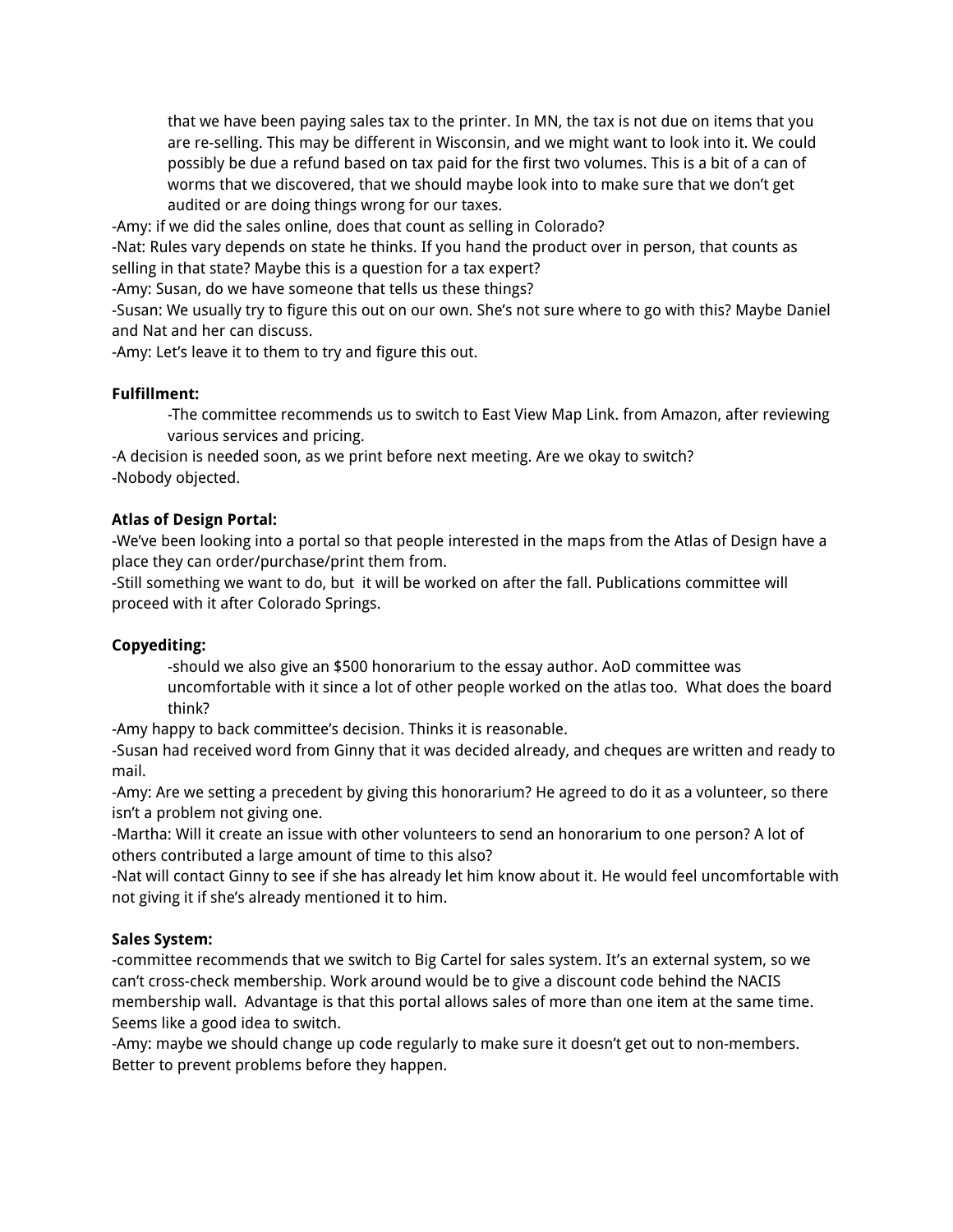that we have been paying sales tax to the printer. In MN, the tax is not due on items that you are re-selling. This may be different in Wisconsin, and we might want to look into it. We could possibly be due a refund based on tax paid for the first two volumes. This is a bit of a can of worms that we discovered, that we should maybe look into to make sure that we don't get audited or are doing things wrong for our taxes.

-Amy: if we did the sales online, does that count as selling in Colorado?
-Nat: Rules vary depends on state he thinks. If you hand the product over in person, that counts as selling in that state? Maybe this is a question for a tax expert?
-Amy: Susan, do we have someone that tells us these things?
-Susan: We usually try to figure this out on our own. She's not sure where to go with this? Maybe Daniel and Nat and her can discuss.
-Amy: Let's leave it to them to try and figure this out.

**Fulfillment:**

-The committee recommends us to switch to East View Map Link. from Amazon, after reviewing various services and pricing.

-A decision is needed soon, as we print before next meeting. Are we okay to switch?
-Nobody objected.

**Atlas of Design Portal:**

-We've been looking into a portal so that people interested in the maps from the Atlas of Design have a place they can order/purchase/print them from.
-Still something we want to do, but it will be worked on after the fall. Publications committee will proceed with it after Colorado Springs.

**Copyediting:**

-should we also give an $500 honorarium to the essay author. AoD committee was uncomfortable with it since a lot of other people worked on the atlas too. What does the board think?

-Amy happy to back committee's decision. Thinks it is reasonable.
-Susan had received word from Ginny that it was decided already, and cheques are written and ready to mail.
-Amy: Are we setting a precedent by giving this honorarium? He agreed to do it as a volunteer, so there isn't a problem not giving one.
-Martha: Will it create an issue with other volunteers to send an honorarium to one person? A lot of others contributed a large amount of time to this also?
-Nat will contact Ginny to see if she has already let him know about it. He would feel uncomfortable with not giving it if she's already mentioned it to him.

**Sales System:**

-committee recommends that we switch to Big Cartel for sales system. It's an external system, so we can't cross-check membership. Work around would be to give a discount code behind the NACIS membership wall. Advantage is that this portal allows sales of more than one item at the same time. Seems like a good idea to switch.
-Amy: maybe we should change up code regularly to make sure it doesn't get out to non-members. Better to prevent problems before they happen.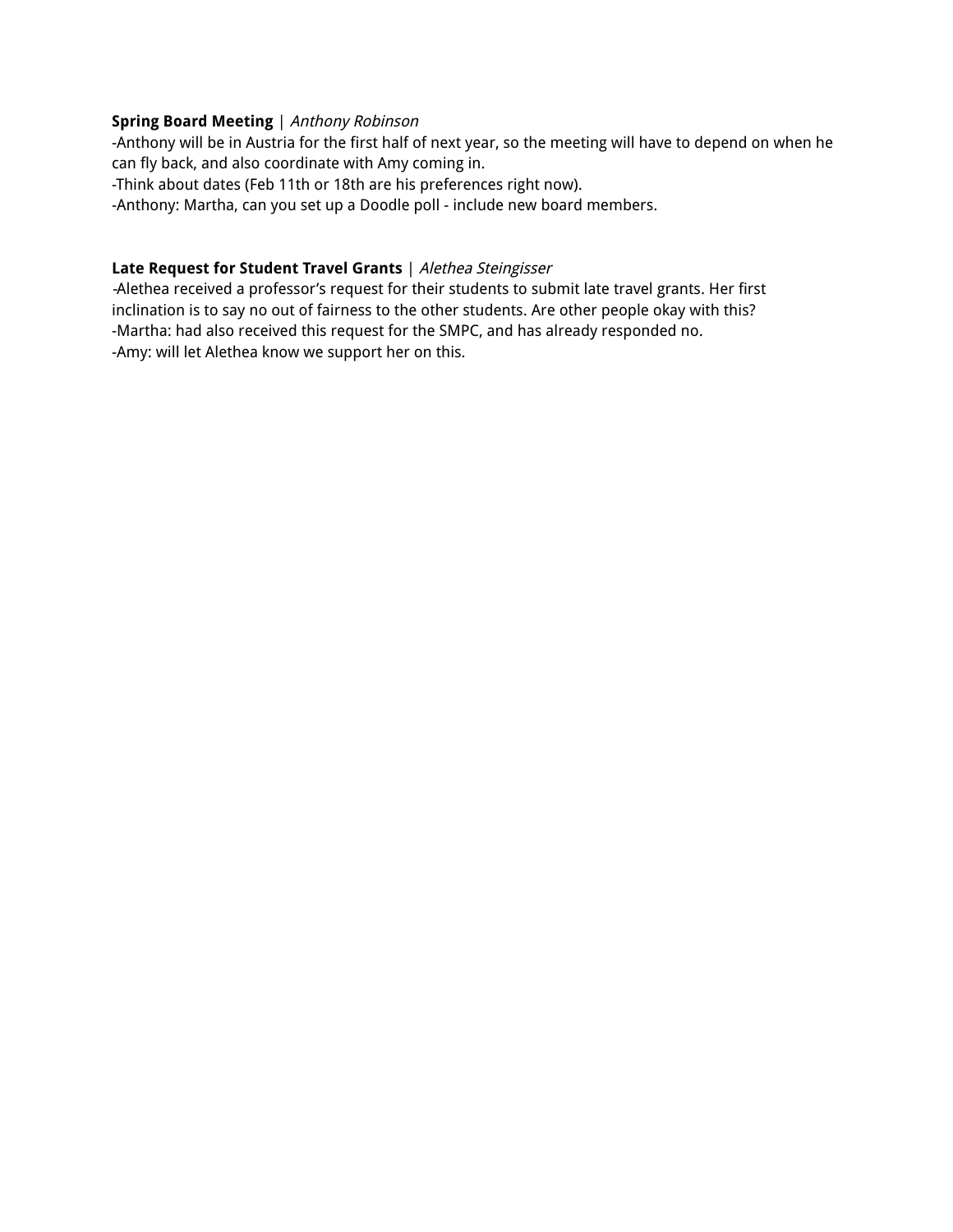**Spring Board Meeting** | *Anthony Robinson*

-Anthony will be in Austria for the first half of next year, so the meeting will have to depend on when he can fly back, and also coordinate with Amy coming in.
-Think about dates (Feb 11th or 18th are his preferences right now).
-Anthony: Martha, can you set up a Doodle poll - include new board members.

**Late Request for Student Travel Grants** | *Alethea Steingisser*

-Alethea received a professor's request for their students to submit late travel grants. Her first inclination is to say no out of fairness to the other students. Are other people okay with this?
-Martha: had also received this request for the SMPC, and has already responded no.
-Amy: will let Alethea know we support her on this.